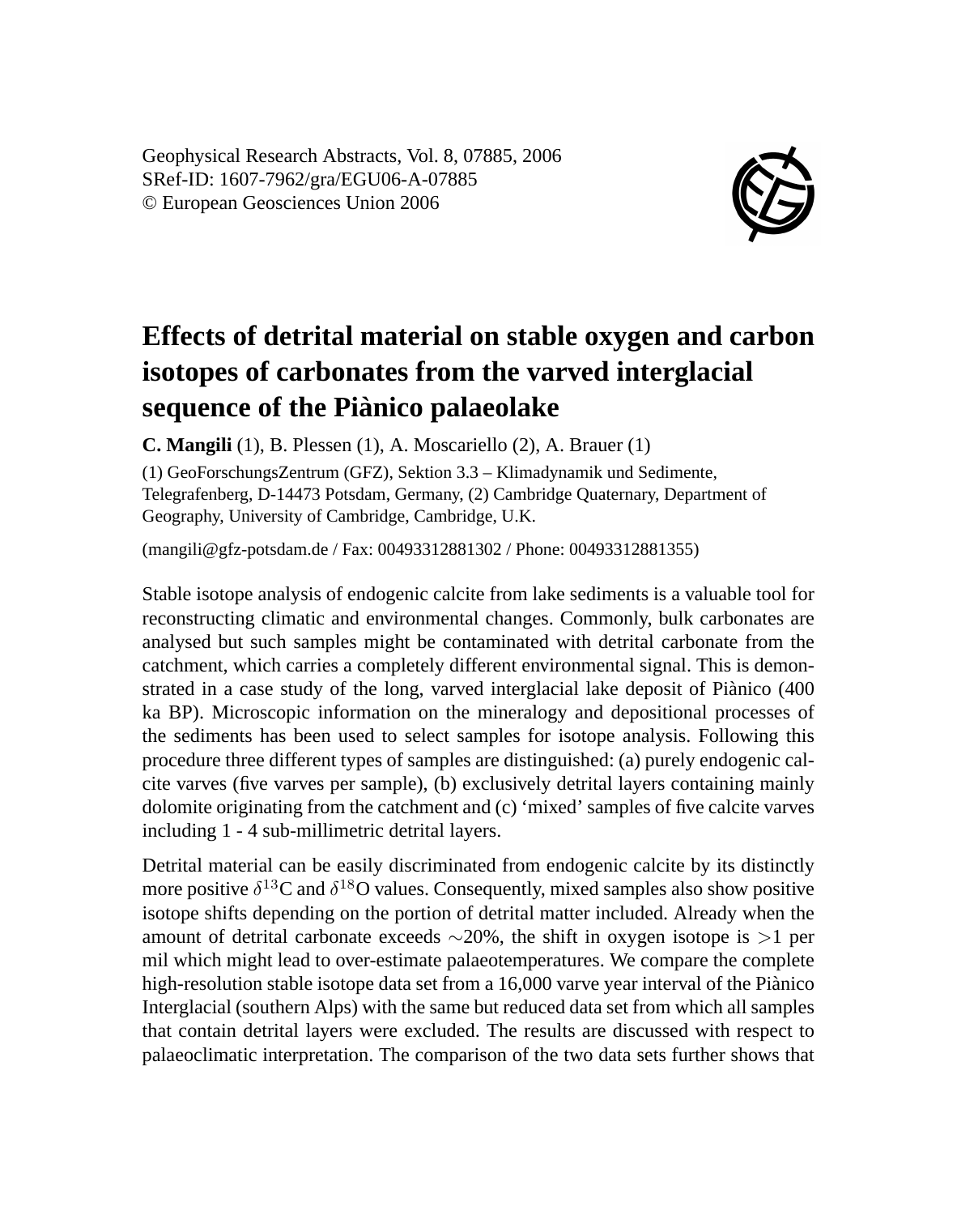Geophysical Research Abstracts, Vol. 8, 07885, 2006
SRef-ID: 1607-7962/gra/EGU06-A-07885
© European Geosciences Union 2006

# Effects of detrital material on stable oxygen and carbon isotopes of carbonates from the varved interglacial sequence of the Piànico palaeolake

**C. Mangili** (1), B. Plessen (1), A. Moscariello (2), A. Brauer (1)

(1) GeoForschungsZentrum (GFZ), Sektion 3.3 – Klimadynamik und Sedimente, Telegrafenberg, D-14473 Potsdam, Germany, (2) Cambridge Quaternary, Department of Geography, University of Cambridge, Cambridge, U.K.

(mangili@gfz-potsdam.de / Fax: 00493312881302 / Phone: 00493312881355)

Stable isotope analysis of endogenic calcite from lake sediments is a valuable tool for reconstructing climatic and environmental changes. Commonly, bulk carbonates are analysed but such samples might be contaminated with detrital carbonate from the catchment, which carries a completely different environmental signal. This is demonstrated in a case study of the long, varved interglacial lake deposit of Piànico (400 ka BP). Microscopic information on the mineralogy and depositional processes of the sediments has been used to select samples for isotope analysis. Following this procedure three different types of samples are distinguished: (a) purely endogenic calcite varves (five varves per sample), (b) exclusively detrital layers containing mainly dolomite originating from the catchment and (c) 'mixed' samples of five calcite varves including 1 - 4 sub-millimetric detrital layers.

Detrital material can be easily discriminated from endogenic calcite by its distinctly more positive $\delta^{13}$C and $\delta^{18}$O values. Consequently, mixed samples also show positive isotope shifts depending on the portion of detrital matter included. Already when the amount of detrital carbonate exceeds $\sim$20%, the shift in oxygen isotope is $>$1 per mil which might lead to over-estimate palaeotemperatures. We compare the complete high-resolution stable isotope data set from a 16,000 varve year interval of the Piànico Interglacial (southern Alps) with the same but reduced data set from which all samples that contain detrital layers were excluded. The results are discussed with respect to palaeoclimatic interpretation. The comparison of the two data sets further shows that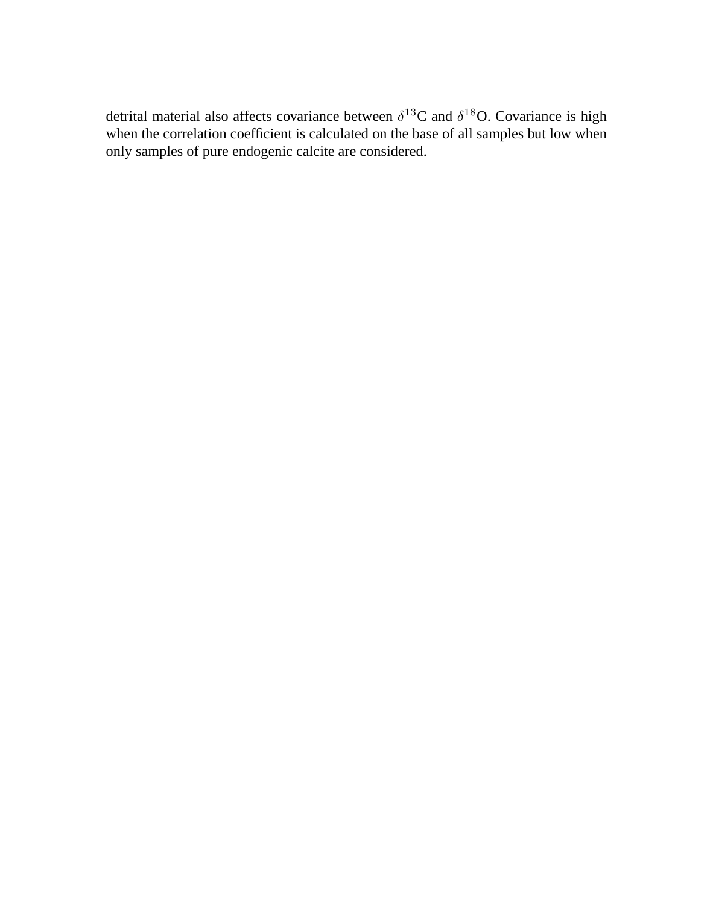detrital material also affects covariance between $\delta^{13}$C and $\delta^{18}$O. Covariance is high when the correlation coefficient is calculated on the base of all samples but low when only samples of pure endogenic calcite are considered.